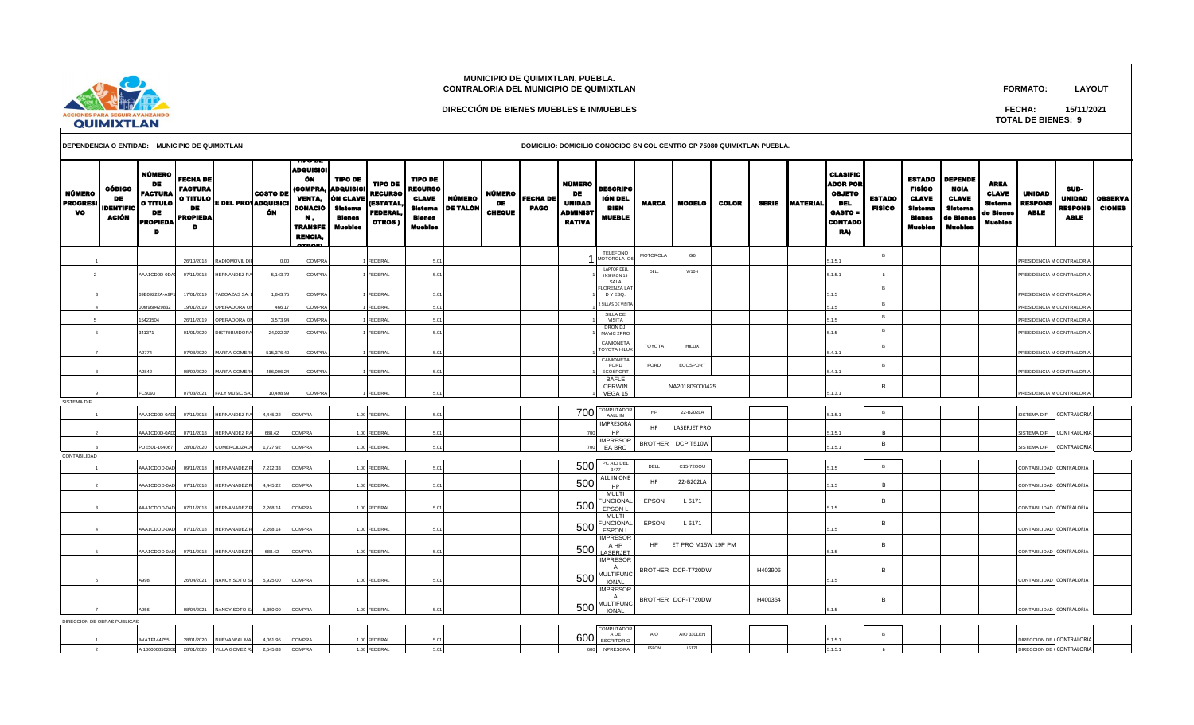**MUNICIPIO DE QUIMIXTLAN, PUEBLA.**
**CONTRALORIA DEL MUNICIPIO DE QUIMIXTLAN**

**DIRECCIÓN DE BIENES MUEBLES E INMUEBLES**

**FORMATO:** LAYOUT

**FECHA:** 15/11/2021

**TOTAL DE BIENES: 9**

**DEPENDENCIA O ENTIDAD: MUNICIPIO DE QUIMIXTLAN**

**DOMICILIO: DOMICILIO CONOCIDO SN COL CENTRO CP 75080 QUIMIXTLAN PUEBLA.**

| NÚMERO PROGRESIVO | CÓDIGO DE IDENTIFICACIÓN | NÚMERO DE FACTURA O TITULO DE PROPIEDAD | FECHA DE FACTURA O TITULO DE PROPIEDAD | E DEL PROV | COSTO DE ADQUISICIÓN | TIPO DE ADQUISICIÓN (COMPRA, VENTA, DONACIÓN, TRANSFERENCIA, OTROS) | TIPO DE ADQUISICIÓN CLAVE Sistema Bienes Muebles | TIPO DE RECURSO (ESTATAL, FEDERAL, OTROS) | TIPO DE RECURSO CLAVE Sistema Bienes Muebles | NÚMERO DE TALÓN | NÚMERO DE CHEQUE | FECHA DE PAGO | NÚMERO DE UNIDAD ADMINISTRATIVA | DESCRIPCIÓN DEL BIEN MUEBLE | MARCA | MODELO | COLOR | SERIE | MATERIAL | CLASIFICADOR POR OBJETO DEL GASTO = CONTADO RA) | ESTADO FISÍCO | ESTADO FISÍCO CLAVE Sistema Bienes Muebles | DEPENDENCIA CLAVE Sistema de Bienes Muebles | ÁREA CLAVE Sistema de Bienes Muebles | UNIDAD RESPONSABLE | SUB-UNIDAD RESPONSABLE | OBSERVACIONES |
|---|---|---|---|---|---|---|---|---|---|---|---|---|---|---|---|---|---|---|---|---|---|---|---|---|---|---|---|
| 1 | | | 26/10/2018 | RADIOMOVIL DIF | 0.00 | COMPRA | 1 | FEDERAL | 5.01 | | | | 1 | TELEFONO MOTOROLA G6 | MOTOROLA | G6 | | | | 5.1.5.1 | B | | | | PRESIDENCIA M | CONTRALORIA | |
| 2 | | AAA1CD0D-0DA | 07/11/2018 | HERNANDEZ RA | 5,143.72 | COMPRA | 1 | FEDERAL | 5.01 | | | | 1 | LAPTOP DELL INSPIRON 15 | DELL | W10H | | | | 5.1.5.1 | B | | | | PRESIDENCIA M | CONTRALORIA | |
| 3 | | 69E09Z22A-A9F1 | 17/01/2019 | TABOAZAS SA. D | 1,843.75 | COMPRA | 1 | FEDERAL | 5.01 | | | | 1 | SALA FLORENZA LAT D Y ESQ. | | | | | | 5.1.5 | B | | | | PRESIDENCIA M | CONTRALORIA | |
| 4 | | 00M960429832 | 19/01/2019 | OPERADORA OM | 466.17 | COMPRA | 1 | FEDERAL | 5.01 | | | | 1 | 2 SILLAS DE VISITA | | | | | | 5.1.5 | B | | | | PRESIDENCIA M | CONTRALORIA | |
| 5 | | 15423504 | 26/11/2019 | OPERADORA OM | 3,573.94 | COMPRA | 1 | FEDERAL | 5.01 | | | | 1 | SILLA DE VISITA | | | | | | 5.1.5 | B | | | | PRESIDENCIA M | CONTRALORIA | |
| 6 | | 341371 | 01/01/2020 | DISTRIBUIDORA | 24,022.37 | COMPRA | 1 | FEDERAL | 5.01 | | | | 1 | DRON DJI MAVIC 2PRO | | | | | | 5.1.5 | B | | | | PRESIDENCIA M | CONTRALORIA | |
| 7 | | A2774 | 07/08/2020 | MARPA COMERC | 515,376.40 | COMPRA | 1 | FEDERAL | 5.01 | | | | 1 | CAMIONETA TOYOTA HILUX | TOYOTA | HILUX | | | | 5.4.1.1 | B | | | | PRESIDENCIA M | CONTRALORIA | |
| 8 | | A2842 | 08/09/2020 | MARPA COMERC | 486,006.24 | COMPRA | 1 | FEDERAL | 5.01 | | | | 1 | CAMIONETA FORD ECOSPORT | FORD | ECOSPORT | | | | 5.4.1.1 | B | | | | PRESIDENCIA M | CONTRALORIA | |
| 9 | | FC5093 | 07/03/2021 | FALY MUSIC SA. | 10,498.99 | COMPRA | 1 | FEDERAL | 5.01 | | | | 1 | BAFLE CERWIN VEGA 15 | | NA201809000425 | | | | 5.1.3.1 | B | | | | PRESIDENCIA M | CONTRALORIA | |
| SISTEMA DIF | | | | | | | | | | | | | | | | | | | | | | | | | | | |
| 1 | | AAA1CD0D-0AD | 07/11/2018 | HERNANDEZ RA | 4,445.22 | COMPRA | 1.00 | FEDERAL | 5.01 | | | | 700 | COMPUTADOR AALL IN | HP | 22-B202LA | | | | 5.1.5.1 | B | | | | SISTEMA DIF | CONTRALORIA | |
| 2 | | AAA1CD0D-0AD | 07/11/2018 | HERNANDEZ RA | 888.42 | COMPRA | 1.00 | FEDERAL | 5.01 | | | | 700 | IMPRESORA HP | HP | LASERJET PRO | | | | 5.1.5.1 | B | | | | SISTEMA DIF | CONTRALORIA | |
| 3 | | PUE501-164067 | 28/01/2020 | COMERCILIZADO | 1,727.92 | COMPRA | 1.00 | FEDERAL | 5.01 | | | | 700 | IMPRESOR EA BRO | BROTHER | DCP T510W | | | | 5.1.5.1 | B | | | | SISTEMA DIF | CONTRALORIA | |
| CONTABILIDAD | | | | | | | | | | | | | | | | | | | | | | | | | | | |
| 1 | | AAA1CDOD-0AD | 09/11/2018 | HERNANADEZ R | 7,212.33 | COMPRA | 1.00 | FEDERAL | 5.01 | | | | 500 | PC AIO DEL 3477 | DELL | C15-72OOU | | | | 5.1.5 | B | | | | CONTABILIDAD | CONTRALORIA | |
| 2 | | AAA1CDOD-0AD | 07/11/2018 | HERNANADEZ R | 4,445.22 | COMPRA | 1.00 | FEDERAL | 5.01 | | | | 500 | ALL IN ONE HP | HP | 22-B202LA | | | | 5.1.5 | B | | | | CONTABILIDAD | CONTRALORIA | |
| 3 | | AAA1CDOD-0AD | 07/11/2018 | HERNANADEZ R | 2,268.14 | COMPRA | 1.00 | FEDERAL | 5.01 | | | | 500 | MULTI FUNCIONAL EPSON L | EPSON | L 6171 | | | | 5.1.5 | B | | | | CONTABILIDAD | CONTRALORIA | |
| 4 | | AAA1CDOD-0AD | 07/11/2018 | HERNANADEZ R | 2,268.14 | COMPRA | 1.00 | FEDERAL | 5.01 | | | | 500 | MULTI FUNCIONAL ESPON L | EPSON | L 6171 | | | | 5.1.5 | B | | | | CONTABILIDAD | CONTRALORIA | |
| 5 | | AAA1CDOD-0AD | 07/11/2018 | HERNANADEZ R | 888.42 | COMPRA | 1.00 | FEDERAL | 5.01 | | | | 500 | IMPRESOR A HP LASERJET | HP | ET PRO M15W 19P PM | | | | 5.1.5 | B | | | | CONTABILIDAD | CONTRALORIA | |
| 6 | | A998 | 26/04/2021 | NANCY SOTO SA | 5,925.00 | COMPRA | 1.00 | FEDERAL | 5.01 | | | | 500 | IMPRESOR A MULTIFUNC IONAL | BROTHER | DCP-T720DW | | H403906 | | 5.1.5 | B | | | | CONTABILIDAD | CONTRALORIA | |
| 7 | | A956 | 08/04/2021 | NANCY SOTO SA | 5,350.00 | COMPRA | 1.00 | FEDERAL | 5.01 | | | | 500 | IMPRESOR A MULTIFUNC IONAL | BROTHER | DCP-T720DW | | H400354 | | 5.1.5 | B | | | | CONTABILIDAD | CONTRALORIA | |
| DIRECCION DE OBRAS PUBLICAS | | | | | | | | | | | | | | | | | | | | | | | | | | | |
| 1 | | IWATF144755 | 28/01/2020 | NUEVA WAL MAI | 4,061.96 | COMPRA | 1.00 | FEDERAL | 5.01 | | | | 600 | COMPUTADOR A DE ESCRITORIO | AIO | AIO 330LEN | | | | 5.1.5.1 | B | | | | DIRECCION DE | CONTRALORIA | |
| 2 | | A 1000000502036 | 28/01/2020 | VILLA GOMEZ RA | 2,545.83 | COMPRA | 1.00 | FEDERAL | 5.01 | | | | 600 | INPRESORA | EPSON | L6171 | | | | 5.1.5.1 | B | | | | DIRECCION DE | CONTRALORIA | |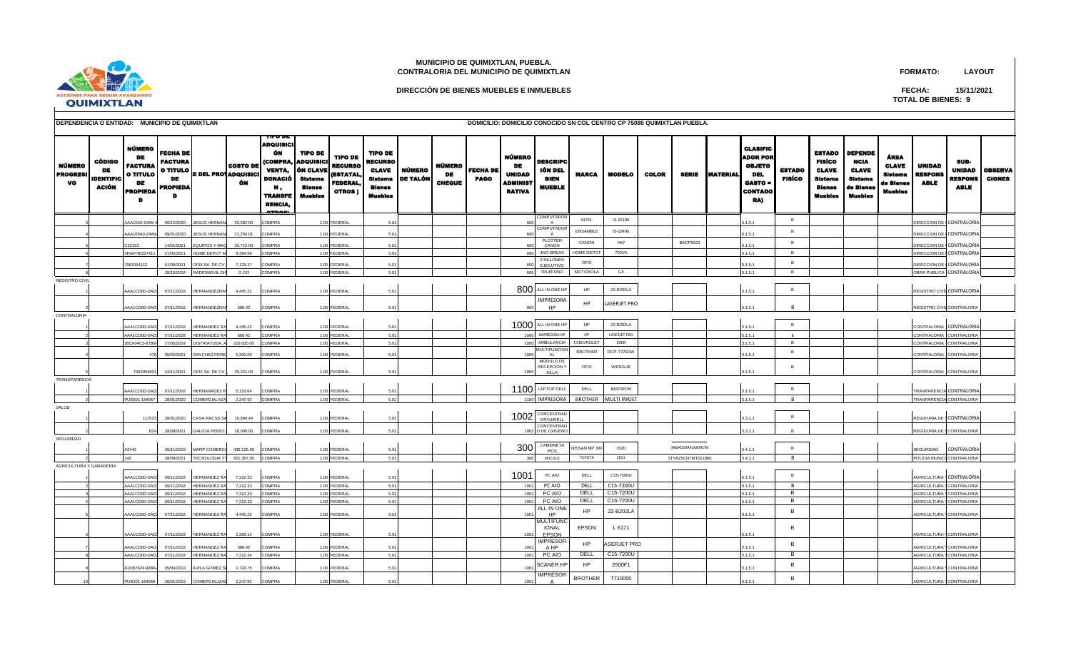**MUNICIPIO DE QUIMIXTLAN, PUEBLA.**
**CONTRALORIA DEL MUNICIPIO DE QUIMIXTLAN**

**DIRECCIÓN DE BIENES MUEBLES E INMUEBLES**

**FORMATO:** LAYOUT

**FECHA:** 15/11/2021

**TOTAL DE BIENES: 9**

**DEPENDENCIA O ENTIDAD: MUNICIPIO DE QUIMIXTLAN**

**DOMICILIO: DOMICILIO CONOCIDO SN COL CENTRO CP 75080 QUIMIXTLAN PUEBLA.**

| NÚMERO PROGRESIVO | CÓDIGO DE IDENTIFICACIÓN | NÚMERO DE FACTURA O TITULO DE PROPIEDAD | FECHA DE FACTURA O TITULO DE PROPIEDAD | NOMBRE DEL PROVEEDOR | COSTO DE ADQUISICIÓN | TIPO DE ADQUISICIÓN (COMPRA, VENTA, DONACIÓN, TRANSFERENCIA, OTROS) | TIPO DE ADQUISICIÓN CLAVE Sistema Bienes Muebles | TIPO DE RECURSO (ESTATAL, FEDERAL, OTROS) | TIPO DE RECURSO CLAVE Sistema Bienes Muebles | NÚMERO DE TALÓN | NÚMERO DE CHEQUE | FECHA DE PAGO | NÚMERO DE UNIDAD ADMINISTRATIVA | DESCRIPCIÓN DEL BIEN MUEBLE | MARCA | MODELO | COLOR | SERIE | MATERIAL | CLASIFICADOR POR OBJETO DEL GASTO = CONTADORA) | ESTADO FISÍCO | ESTADO FISÍCO CLAVE Sistema Bienes Muebles | DEPENDENCIA CLAVE Sistema de Bienes Muebles | ÁREA CLAVE Sistema de Bienes Muebles | UNIDAD RESPONSABLE | SUB-UNIDAD RESPONSABLE | OBSERVACIONES |
|---|---|---|---|---|---|---|---|---|---|---|---|---|---|---|---|---|---|---|---|---|---|---|---|---|---|---|---|
| 3 | | AAA10A0-24A9- | 09/12/2020 | JESUS HERNAN | 20,582.00 | COMPRA | 1.00 | FEDERAL | 5.01 | | | | 600 | COMPUTADORA | INTEL | I3-10100 | | | | 5.1.5.1 | B | | | | DIRECCION DE | CONTRALORIA | |
| 4 | | AAA105A0-24A9- | 09/01/2020 | JESUS HERNAN | 21,250.01 | COMPRA | 1.00 | FEDERAL | 5.01 | | | | 600 | COMPUTADORA | ENSAMBLE | I5-10400 | | | | 5.1.5.1 | B | | | | DIRECCION DE | CONTRALORIA | |
| 5 | | C22153 | 14/01/2021 | EQUIPOS Y MAQ | 32,712.00 | COMPRA | 1.00 | FEDERAL | 5.01 | | | | 600 | PLOTTER CANON | CANON | H87 | | BACP5523 | | 5.1.5.1 | B | | | | DIRECCION DE | CONTRALORIA | |
| 6 | | 3HGFHE257411 | 27/05/2021 | HOME DEPOT M | 9,394.99 | COMPRA | 1.00 | FEDERAL | 5.01 | | | | 600 | 4NO BREAK | HOME DEPOT | 700VA | | | | 5.1.5.1 | B | | | | DIRECCION DE | CONTRALORIA | |
| 7 | | 7062054112 | 01/09/2021 | OFIX SA. DE CV. | 7,129.37 | COMPRA | 1.00 | FEDERAL | 5.01 | | | | 600 | 2 SILLONES EJECUTIVO | OFIX | | | | | 5.1.5.1 | B | | | | DIRECCION DE | CONTRALORIA | |
| 8 | | | 28/10/2018 | RADIOMOVIL DIP | O.OO | COMPRA | 1.00 | FEDERAL | 5.01 | | | | 600 | TELEFONO | MOTOROLA | G6 | | | | 5.1.5.1 | B | | | | OBRA PUBLICA | CONTRALORIA | |
| REGISTRO CIVIL | | | | | | | | | | | | | | | | | | | | | | | | | | | |
| 1 | | AAA1CD0D-0AD | 07/11/2018 | HERNANDEZRA | 4,445.22 | COMPRA | 1.00 | FEDERAL | 5.01 | | | | 800 | ALL IN ONE HP | HP | 22-B202LA | | | | 5.1.5.1 | B | | | | REGISTRO CIVIL | CONTRALORIA | |
| 2 | | AAA1CD0D-0AD | 07/11/2018 | HERNANDEZRA | 688.42 | COMPRA | 1.00 | FEDERAL | 5.01 | | | | 800 | IMPRESORA HP | HP | LASERJET PRO | | | | 5.1.5.1 | B | | | | REGISTRO CIVIL | CONTRALORIA | |
| CONTRALORIA | | | | | | | | | | | | | | | | | | | | | | | | | | | |
| 1 | | AAA1CD0D-0AD | 07/11/2018 | HERNANDEZ RA | 4,445.22 | COMPRA | 1.00 | FEDERAL | 5.01 | | | | 1000 | ALL IN ONE HP | HP | 22-B202LA | | | | 5.1.5.1 | B | | | | CONTRALORIA | CONTRALORIA | |
| 2 | | AAA1CD0D-0AD | 07/11/2028 | HERNANDEZ RA | 688.42 | COMPRA | 1.00 | FEDERAL | 5.01 | | | | 1000 | IMPRESORA HP | HP | LASERJET PRO | | | | 5.1.5.1 | B | | | | CONTRALORIA | CONTRALORIA | |
| 3 | | 30CF04C5-87B9- | 17/06/2019 | DISTRIAYUDA, A | 210,000.00 | COMPRA | 1.00 | FEDERAL | 5.01 | | | | 1000 | AMBULANCIA | CHEVROLET | 2008 | | | | 5.1.5.1 | B | | | | CONTRALORIA | CONTRALORIA | |
| 4 | | 478 | 05/02/2021 | SANCHEZ PERE | 5,200.00 | COMPRA | 1.00 | FEDERAL | 5.01 | | | | 1000 | MULTIFUNCIONAL | BROTHER | DCP-T720DW | | | | 5.1.5.1 | B | | | | CONTRALORIA | CONTRALORIA | |
| 5 | | 7062054901 | 24/11/2021 | OFIX SA. DE CV. | 25,331.03 | COMPRA | 1.00 | FEDERAL | 5.01 | | | | 1000 | MODULO DE RECEPCION Y SILLA | OFIX | WENGUE | | | | 5.1.5.1 | B | | | | CONTRALORIA | CONTRALORIA | |
| TRANSPARENCIA | | | | | | | | | | | | | | | | | | | | | | | | | | | |
| 1 | | AAA1CD0D-0AD | 07/11/2018 | HERNANADEZ R | 5,133.64 | COMPRA | 1.00 | FEDERAL | 5.01 | | | | 1100 | LAPTOP DELL | DELL | INSPIRON | | | | 5.1.5.1 | B | | | | TRANPARENCIA | CONTRALORIA | |
| 2 | | PUE501-164067 | 28/01/2020 | COMERCIALAZA | 2,247.92 | COMPRA | 1.00 | FEDERAL | 5.01 | | | | 1100 | IMPRESORA | BROTHER | MULTI INKJET | | | | 5.1.5.1 | B | | | | TRANPARENCIA | CONTRALORIA | |
| SALUD | | | | | | | | | | | | | | | | | | | | | | | | | | | |
| 1 | | 112523 | 28/01/2020 | CASA RACSS SA | 10,694.44 | COMPRA | 1.00 | FEDERAL | 5.01 | | | | 1002 | CONCENTRADOR YUWELL | | | | | | 5.3.1.1 | B | | | | REGIDURIA DE | CONTRALORIA | |
| 2 | | 824 | 28/09/2021 | GALICIA PEREZ | 20,000.00 | COMPRA | 1.00 | FEDERAL | 5.01 | | | | 1002 | CONCENTRADO DE OXIGENO | | | | | | 5.3.1.1 | B | | | | REGIDURIA DE | CONTRALORIA | |
| SEGURIDAD | | | | | | | | | | | | | | | | | | | | | | | | | | | |
| 1 | | A2442 | 26/11/2019 | MARP COMERCI | 435,125.59 | COMPRA | 1.00 | FEDERAL | 5.01 | | | | 300 | CAMIONETA PICK | NISSAN MP 300 | 2020 | | 3N6AD33A4LK839190 | | 5.4.1.1 | B | | | | SEGURIDAD | CONTRALORIA | |
| 2 | | 142 | 28/09/2021 | TECNOLOGIA Y | 821,367.00 | COMPRA | 1.00 | FEDERAL | 5.01 | | | | 300 | VEICULO | TOYOTA | 2021 | | 3TYAZ5CN7MT011860 | | 5.4.1.1 | B | | | | POLICIA MUNICI | CONTRALORIA | |
| AGRICULTURA Y GANADERIA | | | | | | | | | | | | | | | | | | | | | | | | | | | |
| 1 | | AAA1CD0D-0AD | 09/11/2018 | HERNANDEZ RA | 7,212.33 | COMPRA | 1.00 | FEDERAL | 5.01 | | | | 1001 | PC AIO | DELL | C15-7200U | | | | 5.1.5.1 | B | | | | AGRICULTURA Y | CONTRALORIA | |
| 2 | | AAA1CD0D-0AD | 09/11/2018 | HERNANDEZ RA | 7,212.33 | COMPRA | 1.00 | FEDERAL | 5.01 | | | | 1001 | PC AIO | DELL | C15-7200U | | | | 5.1.5.1 | B | | | | AGRICULTURA Y | CONTRALORIA | |
| 3 | | AAA1CD0D-0AD | 09/11/2018 | HERNANDEZ RA | 7,212.33 | COMPRA | 1.00 | FEDERAL | 5.01 | | | | 1001 | PC AIO | DELL | C15-7200U | | | | 5.1.5.1 | B | | | | AGRICULTURA Y | CONTRALORIA | |
| 4 | | AAA1CD0D-0AD | 09/11/2018 | HERNANDEZ RA | 7,212.33 | COMPRA | 1.00 | FEDERAL | 5.01 | | | | 1001 | PC AIO | DELL | C15-7200U | | | | 5.1.5.1 | B | | | | AGRICULTURA Y | CONTRALORIA | |
| 5 | | AAA1CD0D-0AD | 07/11/2018 | HERNANDEZ RA | 4,445.22 | COMPRA | 1.00 | FEDERAL | 5.01 | | | | 1001 | ALL IN ONE HP | HP | 22-B202LA | | | | 5.1.5.1 | B | | | | AGRICULTURA Y | CONTRALORIA | |
| 6 | | AAA1CD0D-0AD | 07/11/2018 | HERNANDEZ RA | 2,268.14 | COMPRA | 1.00 | FEDERAL | 5.01 | | | | 1001 | MULTIFUNCIONAL EPSON | EPSON | L 6171 | | | | 5.1.5.1 | B | | | | AGRICULTURA Y | CONTRALORIA | |
| 7 | | AAA1CD0D-0AD | 07/11/2018 | HERNANDEZ RA | 688.42 | COMPRA | 1.00 | FEDERAL | 5.01 | | | | 1001 | IMPRESORA HP | HP | ASERJET PRO | | | | 5.1.5.1 | B | | | | AGRICULTURA Y | CONTRALORIA | |
| 8 | | AAA1CD0D-0AD | 07/11/2018 | HERNANDEZ RA | 7,212.34 | COMPRA | 1.00 | FEDERAL | 5.01 | | | | 1001 | PC AIO | DELL | C15-7200U | | | | 5.1.5.1 | B | | | | AGRICULTURA Y | CONTRALORIA | |
| 9 | | A1EB7624-93BA- | 05/04/2019 | AVILA GOMEZ SI | 1,724.75 | COMPRA | 1.00 | FEDERAL | 5.01 | | | | 1001 | SCANER HP | HP | 2500F1 | | | | 5.1.5.1 | B | | | | AGRICULTURA Y | CONTRALORIA | |
| 10 | | PUE501-164068 | 28/01/2019 | COMERCIALIZAD | 2,247.92 | COMPRA | 1.00 | FEDERAL | 5.01 | | | | 1001 | IMPRESORA | BROTHER | T710000 | | | | 5.1.5.1 | B | | | | AGRICULTURA Y | CONTRALORIA | |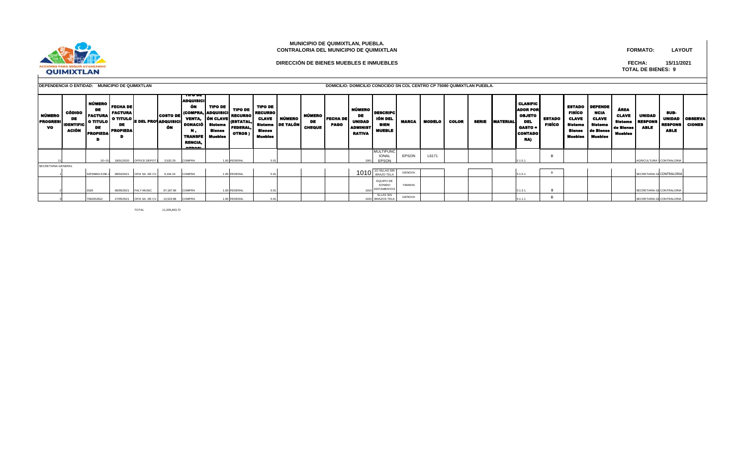**MUNICIPIO DE QUIMIXTLAN, PUEBLA.**
**CONTRALORIA DEL MUNICIPIO DE QUIMIXTLAN**

**DIRECCIÓN DE BIENES MUEBLES E INMUEBLES**

**FORMATO: LAYOUT**

**FECHA: 15/11/2021**
**TOTAL DE BIENES: 9**

**DEPENDENCIA O ENTIDAD: MUNICIPIO DE QUIMIXTLAN**

**DOMICILIO: DOMICILIO CONOCIDO SN COL CENTRO CP 75080 QUIMIXTLAN PUEBLA.**

| NÚMERO PROGRESIVO | CÓDIGO DE IDENTIFICACIÓN | NÚMERO DE FACTURA O TITULO DE PROPIEDAD | FECHA DE FACTURA O TITULO DE PROPIEDAD | E DEL PROVEEDOR | COSTO DE ADQUISICIÓN | TIPO DE ADQUISICIÓN (COMPRA, VENTA, DONACIÓN, TRANSFERENCIA, OTROS) | TIPO DE ADQUISICIÓN CLAVE Sistema Bienes Muebles | TIPO DE RECURSO (ESTATAL, FEDERAL, OTROS) | TIPO DE RECURSO CLAVE Sistema Bienes Muebles | NÚMERO DE TALÓN | NÚMERO DE CHEQUE | FECHA DE PAGO | NÚMERO DE UNIDAD ADMINISTRATIVA | DESCRIPCIÓN DEL BIEN MUEBLE | MARCA | MODELO | COLOR | SERIE | MATERIAL | CLASIFICADOR POR OBJETO DEL GASTO = CONTADORA) | ESTADO FISÍCO | ESTADO FISÍCO CLAVE Sistema Bienes Muebles | DEPENDENCIA CLAVE Sistema de Bienes Muebles | ÁREA CLAVE Sistema de Bienes Muebles | UNIDAD RESPONSABLE | SUB-UNIDAD RESPONSABLE | OBSERVACIONES |
|---|---|---|---|---|---|---|---|---|---|---|---|---|---|---|---|---|---|---|---|---|---|---|---|---|---|---|---|
| 11 | | 1E+15 | 18/01/2020 | OFFICE DEPOT | 3,520.29 | COMPRA | 1.00 | FEDERAL | 5.01 | | | | 1001 | MULTIFUNCIONAL EPSON | EPSON | L6171 | | | | 5.1.5.1 | B | | | | AGRICULTURA Y | CONTRALORIA | |
| SECRETARIA GENERAL | | | | | | | | | | | | | | | | | | | | | | | | | | | |
| 1 | | 32F56863-515E-4 | 08/04/2021 | OFIX SA. DE CV | 6,164.24 | COMPRA | 1.00 | FEDERAL | 5.01 | | | | 1010 | 10 SILLAS SIN BRAZO TELA | GENOVA | | | | | 5.1.5.1 | B | | | | SECRETARIA GE | CONTRALORIA | |
| 2 | | 2026 | 06/05/2021 | FALY MUSIC | 97,187.99 | COMPRA | 1.00 | FEDERAL | 5.01 | | | | 1010 | EQUIPO DE SONIDO ADITAMENTOS | YAMAHA | | | | | 5.1.3.1 | B | | | | SECRETARIA GE | CONTRALORIA | |
| 3 | | 7062052812 | 27/05/2021 | OFIX SA. DE CV | 13,523.98 | COMPRA | 1.00 | FEDERAL | 5.01 | | | | 1010 | SILLAS SIN BRAZOS TELA | GENOVA | | | | | 5.1.1.1 | B | | | | SECRETARIA GE | CONTRALORIA | |

TOTAL 11,205,843.72